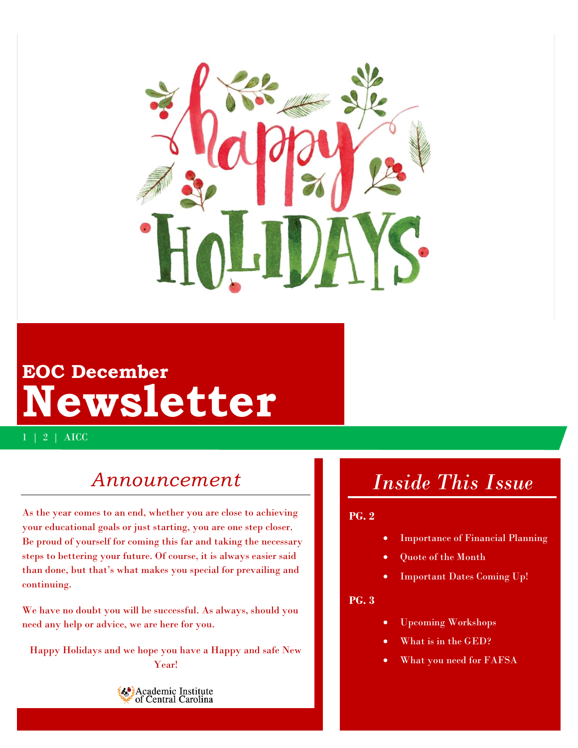# Happy HOLIDAYS

## EOC December

# Newsletter

1 | 2 | AICC

## *Announcement*

As the year comes to an end, whether you are close to achieving your educational goals or just starting, you are one step closer. Be proud of yourself for coming this far and taking the necessary steps to bettering your future. Of course, it is always easier said than done, but that's what makes you special for prevailing and continuing.

We have no doubt you will be successful. As always, should you need any help or advice, we are here for you.

Happy Holidays and we hope you have a Happy and safe New Year!

Academic Institute of Central Carolina

## *Inside This Issue*

**PG. 2**

- Importance of Financial Planning
- Quote of the Month
- Important Dates Coming Up!

**PG. 3**

- Upcoming Workshops
- What is in the GED?
- What you need for FAFSA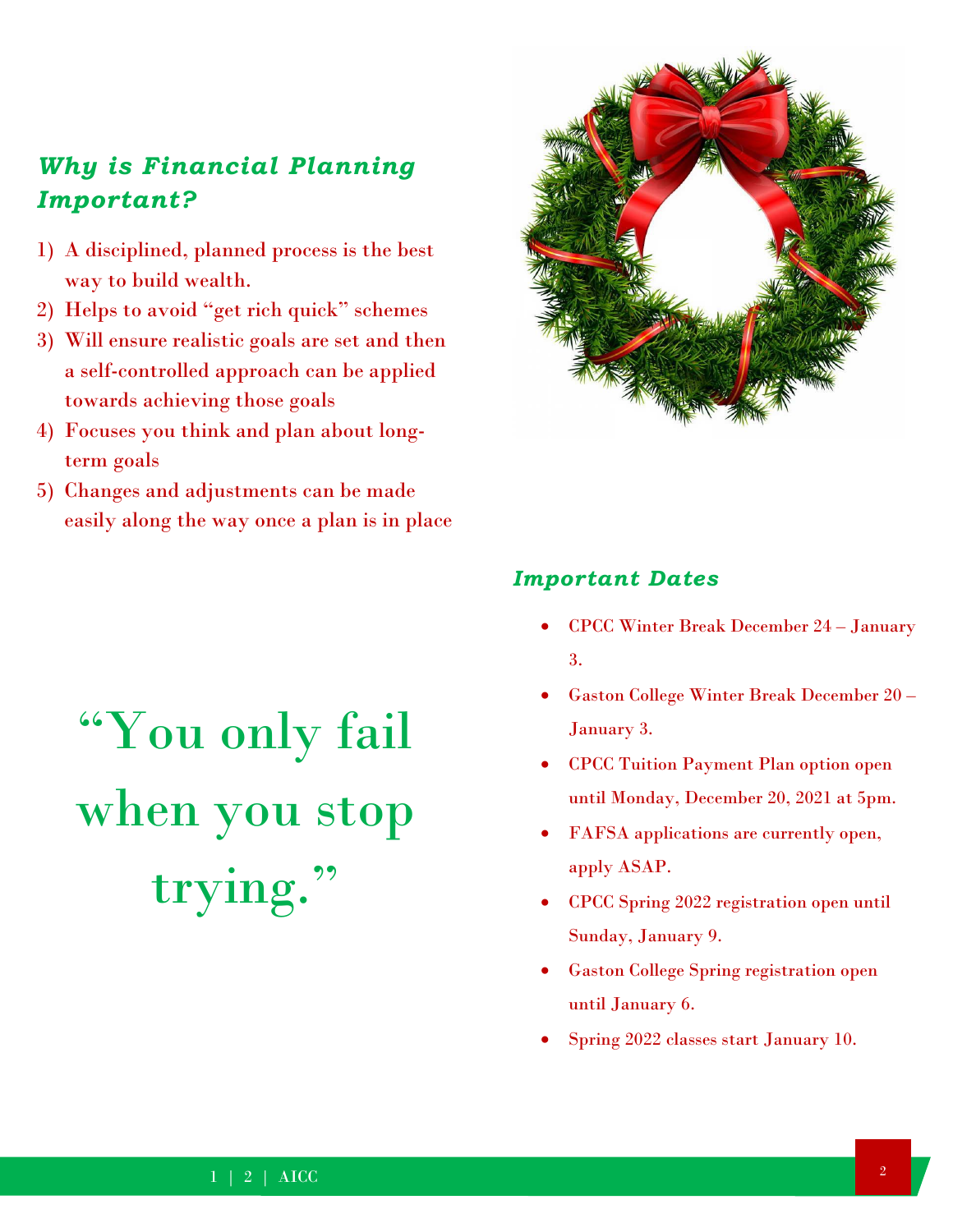### *Why is Financial Planning Important?*

1) A disciplined, planned process is the best way to build wealth.
2) Helps to avoid "get rich quick" schemes
3) Will ensure realistic goals are set and then a self-controlled approach can be applied towards achieving those goals
4) Focuses you think and plan about long-term goals
5) Changes and adjustments can be made easily along the way once a plan is in place

"You only fail when you stop trying."

### *Important Dates*

- CPCC Winter Break December 24 – January 3.
- Gaston College Winter Break December 20 – January 3.
- CPCC Tuition Payment Plan option open until Monday, December 20, 2021 at 5pm.
- FAFSA applications are currently open, apply ASAP.
- CPCC Spring 2022 registration open until Sunday, January 9.
- Gaston College Spring registration open until January 6.
- Spring 2022 classes start January 10.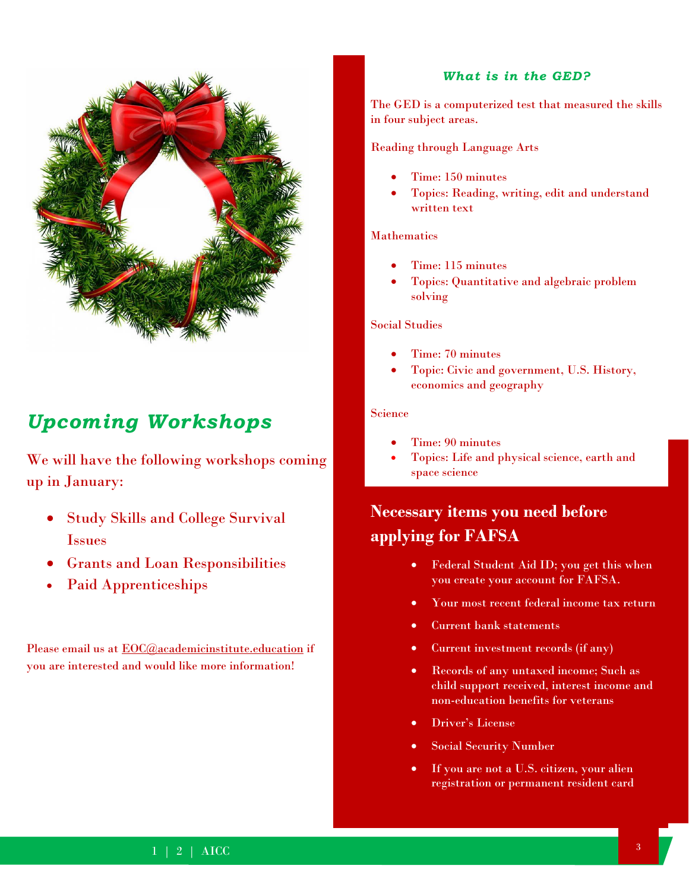## *Upcoming Workshops*

We will have the following workshops coming up in January:

- Study Skills and College Survival Issues
- Grants and Loan Responsibilities
- Paid Apprenticeships

Please email us at EOC@academicinstitute.education if you are interested and would like more information!

### *What is in the GED?*

The GED is a computerized test that measured the skills in four subject areas.

Reading through Language Arts

- Time: 150 minutes
- Topics: Reading, writing, edit and understand written text

Mathematics

- Time: 115 minutes
- Topics: Quantitative and algebraic problem solving

Social Studies

- Time: 70 minutes
- Topic: Civic and government, U.S. History, economics and geography

Science

- Time: 90 minutes
- Topics: Life and physical science, earth and space science

## Necessary items you need before applying for FAFSA

- Federal Student Aid ID; you get this when you create your account for FAFSA.
- Your most recent federal income tax return
- Current bank statements
- Current investment records (if any)
- Records of any untaxed income; Such as child support received, interest income and non-education benefits for veterans
- Driver's License
- Social Security Number
- If you are not a U.S. citizen, your alien registration or permanent resident card